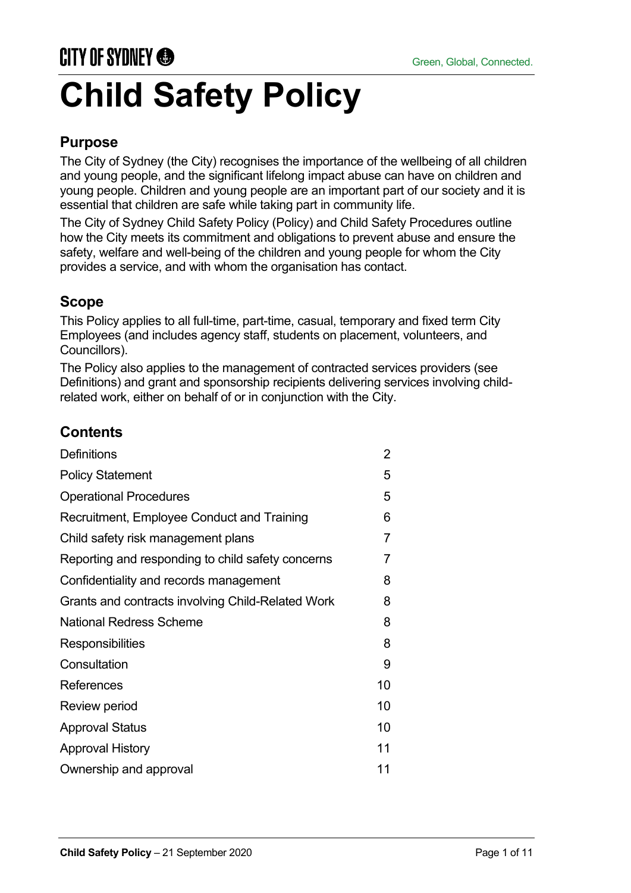# Child Safety Policy

## Purpose

The City of Sydney (the City) recognises the importance of the wellbeing of all children and young people, and the significant lifelong impact abuse can have on children and young people. Children and young people are an important part of our society and it is essential that children are safe while taking part in community life.

The City of Sydney Child Safety Policy (Policy) and Child Safety Procedures outline how the City meets its commitment and obligations to prevent abuse and ensure the safety, welfare and well-being of the children and young people for whom the City provides a service, and with whom the organisation has contact.

## Scope

This Policy applies to all full-time, part-time, casual, temporary and fixed term City Employees (and includes agency staff, students on placement, volunteers, and Councillors).

The Policy also applies to the management of contracted services providers (see Definitions) and grant and sponsorship recipients delivering services involving child-related work, either on behalf of or in conjunction with the City.

## Contents

| | |
|---|---|
| Definitions | 2 |
| Policy Statement | 5 |
| Operational Procedures | 5 |
| Recruitment, Employee Conduct and Training | 6 |
| Child safety risk management plans | 7 |
| Reporting and responding to child safety concerns | 7 |
| Confidentiality and records management | 8 |
| Grants and contracts involving Child-Related Work | 8 |
| National Redress Scheme | 8 |
| Responsibilities | 8 |
| Consultation | 9 |
| References | 10 |
| Review period | 10 |
| Approval Status | 10 |
| Approval History | 11 |
| Ownership and approval | 11 |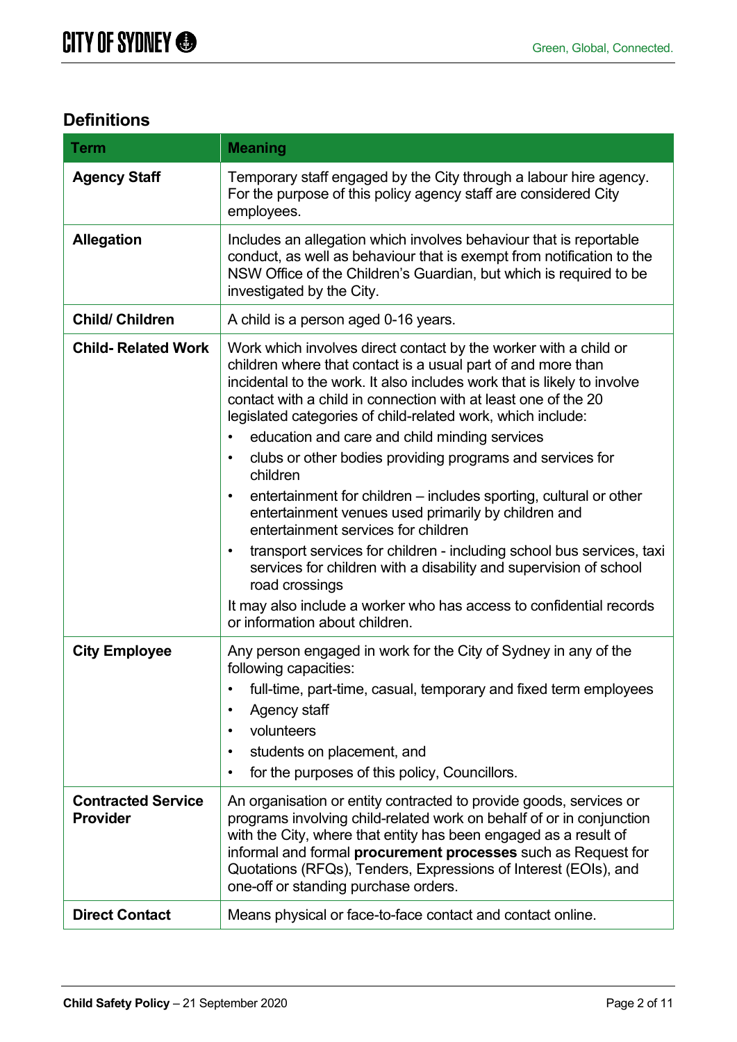## Definitions

| Term | Meaning |
|---|---|
| **Agency Staff** | Temporary staff engaged by the City through a labour hire agency. For the purpose of this policy agency staff are considered City employees. |
| **Allegation** | Includes an allegation which involves behaviour that is reportable conduct, as well as behaviour that is exempt from notification to the NSW Office of the Children's Guardian, but which is required to be investigated by the City. |
| **Child/ Children** | A child is a person aged 0-16 years. |
| **Child- Related Work** | Work which involves direct contact by the worker with a child or children where that contact is a usual part of and more than incidental to the work. It also includes work that is likely to involve contact with a child in connection with at least one of the 20 legislated categories of child-related work, which include: <br>• education and care and child minding services <br>• clubs or other bodies providing programs and services for children <br>• entertainment for children – includes sporting, cultural or other entertainment venues used primarily by children and entertainment services for children <br>• transport services for children - including school bus services, taxi services for children with a disability and supervision of school road crossings <br>It may also include a worker who has access to confidential records or information about children. |
| **City Employee** | Any person engaged in work for the City of Sydney in any of the following capacities: <br>• full-time, part-time, casual, temporary and fixed term employees <br>• Agency staff <br>• volunteers <br>• students on placement, and <br>• for the purposes of this policy, Councillors. |
| **Contracted Service Provider** | An organisation or entity contracted to provide goods, services or programs involving child-related work on behalf of or in conjunction with the City, where that entity has been engaged as a result of informal and formal **procurement processes** such as Request for Quotations (RFQs), Tenders, Expressions of Interest (EOIs), and one-off or standing purchase orders. |
| **Direct Contact** | Means physical or face-to-face contact and contact online. |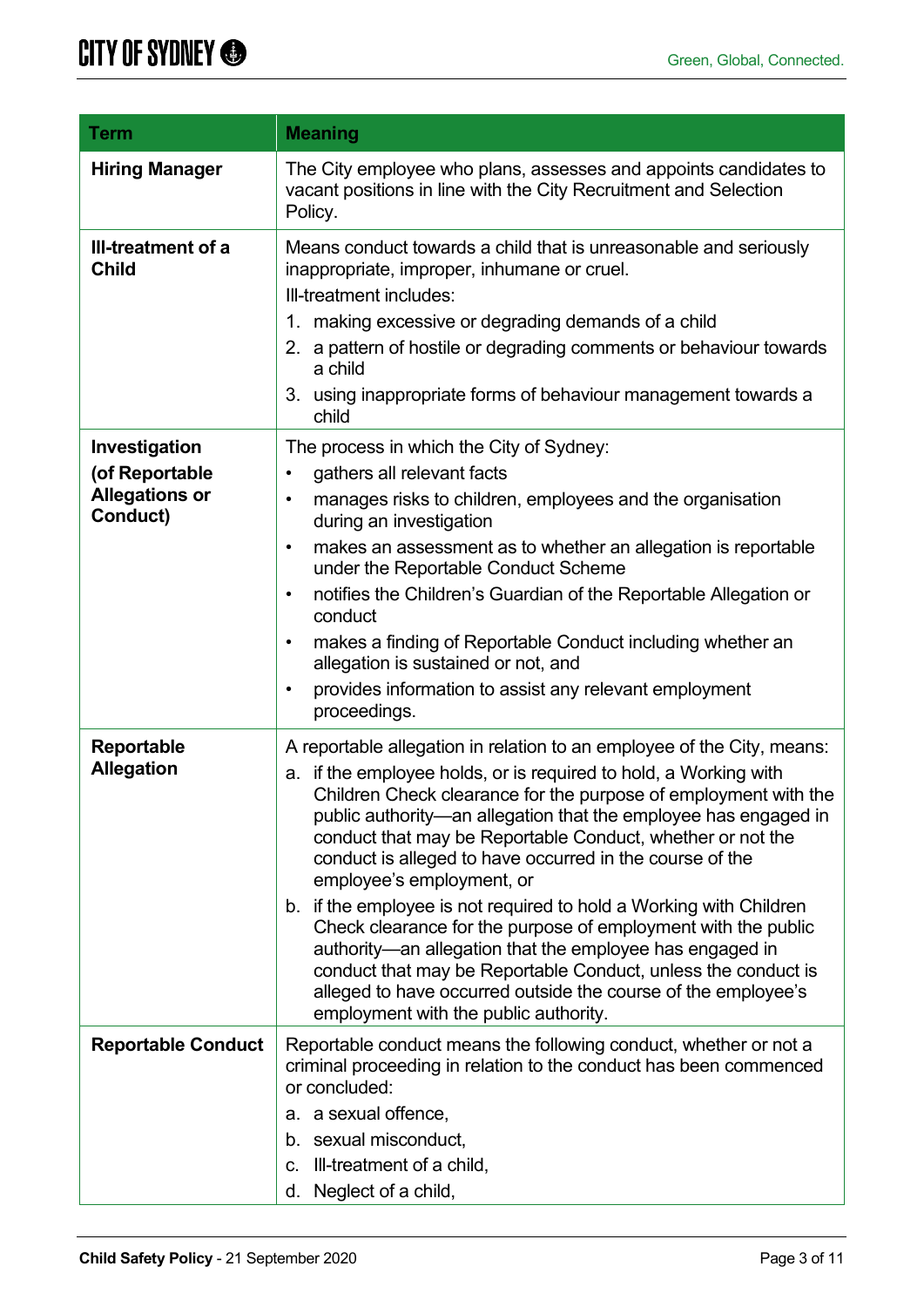| Term | Meaning |
|---|---|
| **Hiring Manager** | The City employee who plans, assesses and appoints candidates to vacant positions in line with the City Recruitment and Selection Policy. |
| **Ill-treatment of a Child** | Means conduct towards a child that is unreasonable and seriously inappropriate, improper, inhumane or cruel.<br>Ill-treatment includes:<br>1. making excessive or degrading demands of a child<br>2. a pattern of hostile or degrading comments or behaviour towards a child<br>3. using inappropriate forms of behaviour management towards a child |
| **Investigation (of Reportable Allegations or Conduct)** | The process in which the City of Sydney:<br>• gathers all relevant facts<br>• manages risks to children, employees and the organisation during an investigation<br>• makes an assessment as to whether an allegation is reportable under the Reportable Conduct Scheme<br>• notifies the Children's Guardian of the Reportable Allegation or conduct<br>• makes a finding of Reportable Conduct including whether an allegation is sustained or not, and<br>• provides information to assist any relevant employment proceedings. |
| **Reportable Allegation** | A reportable allegation in relation to an employee of the City, means:<br>a. if the employee holds, or is required to hold, a Working with Children Check clearance for the purpose of employment with the public authority—an allegation that the employee has engaged in conduct that may be Reportable Conduct, whether or not the conduct is alleged to have occurred in the course of the employee's employment, or<br>b. if the employee is not required to hold a Working with Children Check clearance for the purpose of employment with the public authority—an allegation that the employee has engaged in conduct that may be Reportable Conduct, unless the conduct is alleged to have occurred outside the course of the employee's employment with the public authority. |
| **Reportable Conduct** | Reportable conduct means the following conduct, whether or not a criminal proceeding in relation to the conduct has been commenced or concluded:<br>a. a sexual offence,<br>b. sexual misconduct,<br>c. Ill-treatment of a child,<br>d. Neglect of a child, |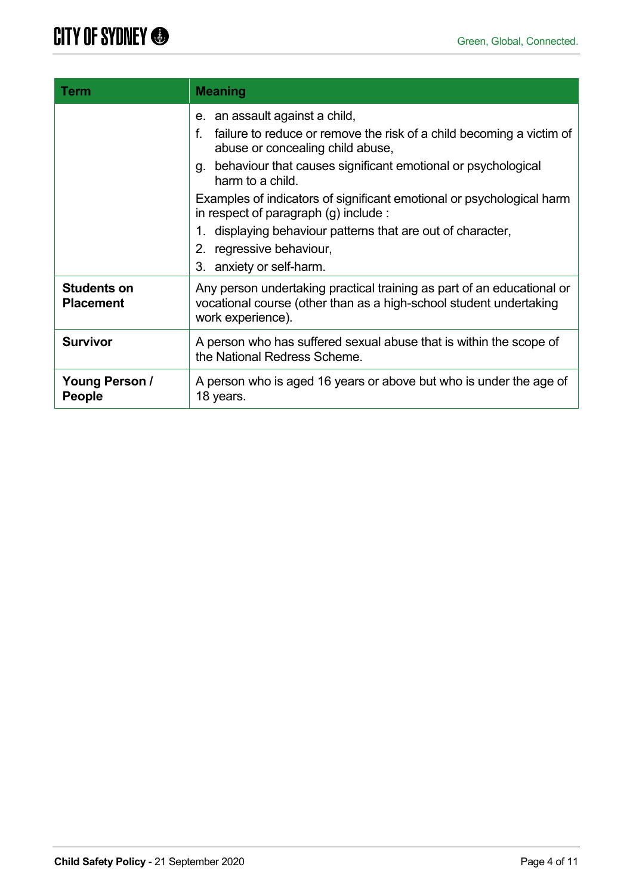| Term | Meaning |
|---|---|
| | e. an assault against a child,<br>f. failure to reduce or remove the risk of a child becoming a victim of abuse or concealing child abuse,<br>g. behaviour that causes significant emotional or psychological harm to a child.<br>Examples of indicators of significant emotional or psychological harm in respect of paragraph (g) include :<br>1. displaying behaviour patterns that are out of character,<br>2. regressive behaviour,<br>3. anxiety or self-harm. |
| **Students on Placement** | Any person undertaking practical training as part of an educational or vocational course (other than as a high-school student undertaking work experience). |
| **Survivor** | A person who has suffered sexual abuse that is within the scope of the National Redress Scheme. |
| **Young Person / People** | A person who is aged 16 years or above but who is under the age of 18 years. |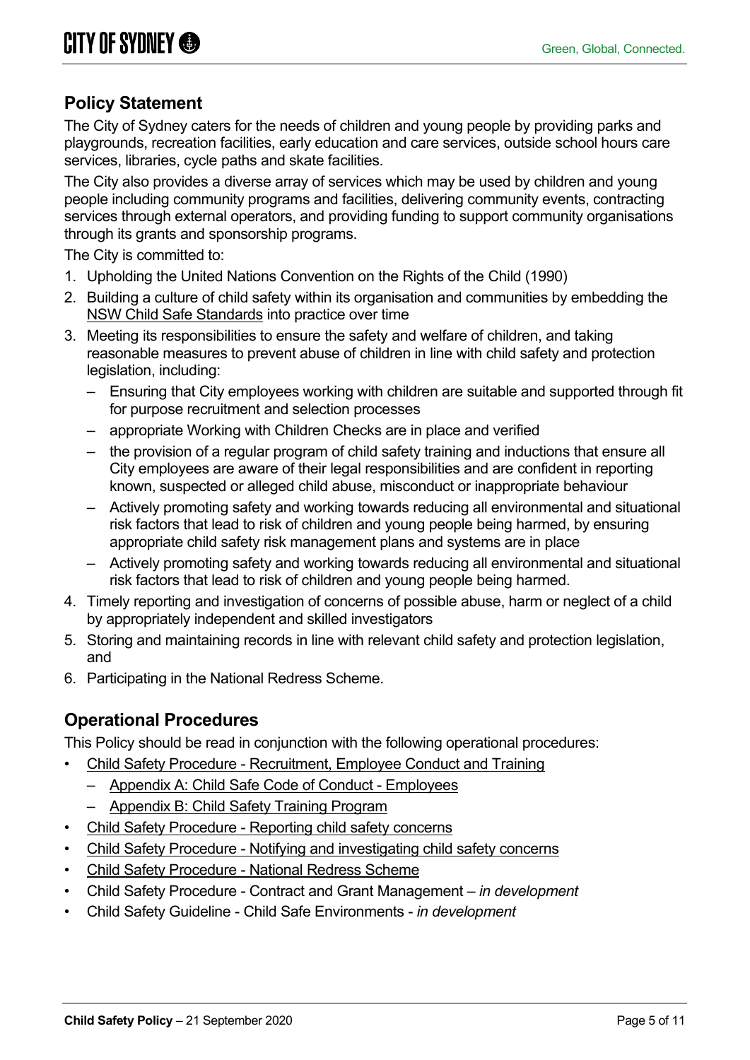## Policy Statement

The City of Sydney caters for the needs of children and young people by providing parks and playgrounds, recreation facilities, early education and care services, outside school hours care services, libraries, cycle paths and skate facilities.

The City also provides a diverse array of services which may be used by children and young people including community programs and facilities, delivering community events, contracting services through external operators, and providing funding to support community organisations through its grants and sponsorship programs.

The City is committed to:

1. Upholding the United Nations Convention on the Rights of the Child (1990)
2. Building a culture of child safety within its organisation and communities by embedding the NSW Child Safe Standards into practice over time
3. Meeting its responsibilities to ensure the safety and welfare of children, and taking reasonable measures to prevent abuse of children in line with child safety and protection legislation, including:
   - Ensuring that City employees working with children are suitable and supported through fit for purpose recruitment and selection processes
   - appropriate Working with Children Checks are in place and verified
   - the provision of a regular program of child safety training and inductions that ensure all City employees are aware of their legal responsibilities and are confident in reporting known, suspected or alleged child abuse, misconduct or inappropriate behaviour
   - Actively promoting safety and working towards reducing all environmental and situational risk factors that lead to risk of children and young people being harmed, by ensuring appropriate child safety risk management plans and systems are in place
   - Actively promoting safety and working towards reducing all environmental and situational risk factors that lead to risk of children and young people being harmed.
4. Timely reporting and investigation of concerns of possible abuse, harm or neglect of a child by appropriately independent and skilled investigators
5. Storing and maintaining records in line with relevant child safety and protection legislation, and
6. Participating in the National Redress Scheme.

## Operational Procedures

This Policy should be read in conjunction with the following operational procedures:

- Child Safety Procedure - Recruitment, Employee Conduct and Training
  - Appendix A: Child Safe Code of Conduct - Employees
  - Appendix B: Child Safety Training Program
- Child Safety Procedure - Reporting child safety concerns
- Child Safety Procedure - Notifying and investigating child safety concerns
- Child Safety Procedure - National Redress Scheme
- Child Safety Procedure - Contract and Grant Management – *in development*
- Child Safety Guideline - Child Safe Environments - *in development*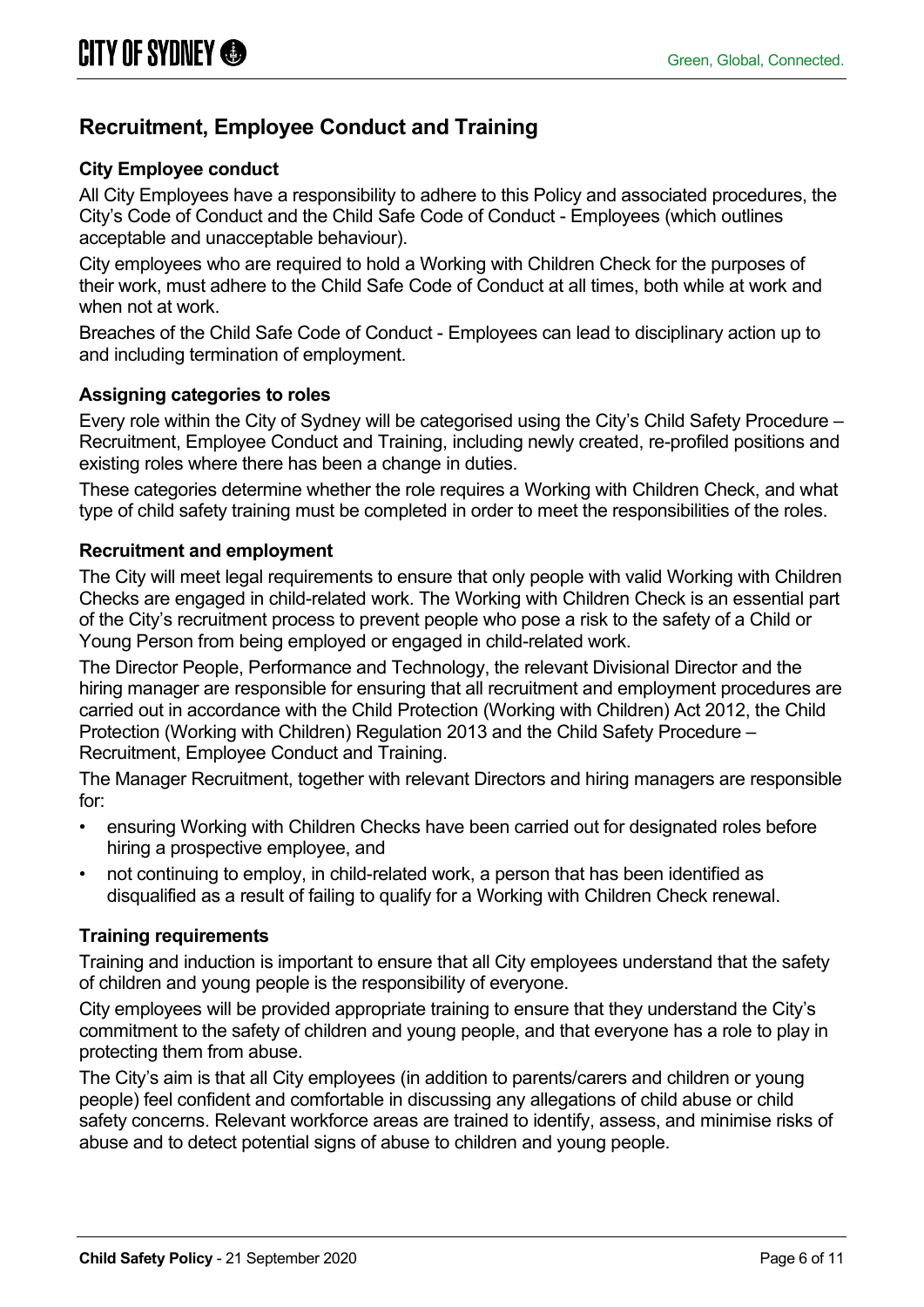## Recruitment, Employee Conduct and Training

### City Employee conduct

All City Employees have a responsibility to adhere to this Policy and associated procedures, the City's Code of Conduct and the Child Safe Code of Conduct - Employees (which outlines acceptable and unacceptable behaviour).

City employees who are required to hold a Working with Children Check for the purposes of their work, must adhere to the Child Safe Code of Conduct at all times, both while at work and when not at work.

Breaches of the Child Safe Code of Conduct - Employees can lead to disciplinary action up to and including termination of employment.

### Assigning categories to roles

Every role within the City of Sydney will be categorised using the City's Child Safety Procedure – Recruitment, Employee Conduct and Training, including newly created, re-profiled positions and existing roles where there has been a change in duties.

These categories determine whether the role requires a Working with Children Check, and what type of child safety training must be completed in order to meet the responsibilities of the roles.

### Recruitment and employment

The City will meet legal requirements to ensure that only people with valid Working with Children Checks are engaged in child-related work. The Working with Children Check is an essential part of the City's recruitment process to prevent people who pose a risk to the safety of a Child or Young Person from being employed or engaged in child-related work.

The Director People, Performance and Technology, the relevant Divisional Director and the hiring manager are responsible for ensuring that all recruitment and employment procedures are carried out in accordance with the Child Protection (Working with Children) Act 2012, the Child Protection (Working with Children) Regulation 2013 and the Child Safety Procedure – Recruitment, Employee Conduct and Training.

The Manager Recruitment, together with relevant Directors and hiring managers are responsible for:

- ensuring Working with Children Checks have been carried out for designated roles before hiring a prospective employee, and
- not continuing to employ, in child-related work, a person that has been identified as disqualified as a result of failing to qualify for a Working with Children Check renewal.

### Training requirements

Training and induction is important to ensure that all City employees understand that the safety of children and young people is the responsibility of everyone.

City employees will be provided appropriate training to ensure that they understand the City's commitment to the safety of children and young people, and that everyone has a role to play in protecting them from abuse.

The City's aim is that all City employees (in addition to parents/carers and children or young people) feel confident and comfortable in discussing any allegations of child abuse or child safety concerns. Relevant workforce areas are trained to identify, assess, and minimise risks of abuse and to detect potential signs of abuse to children and young people.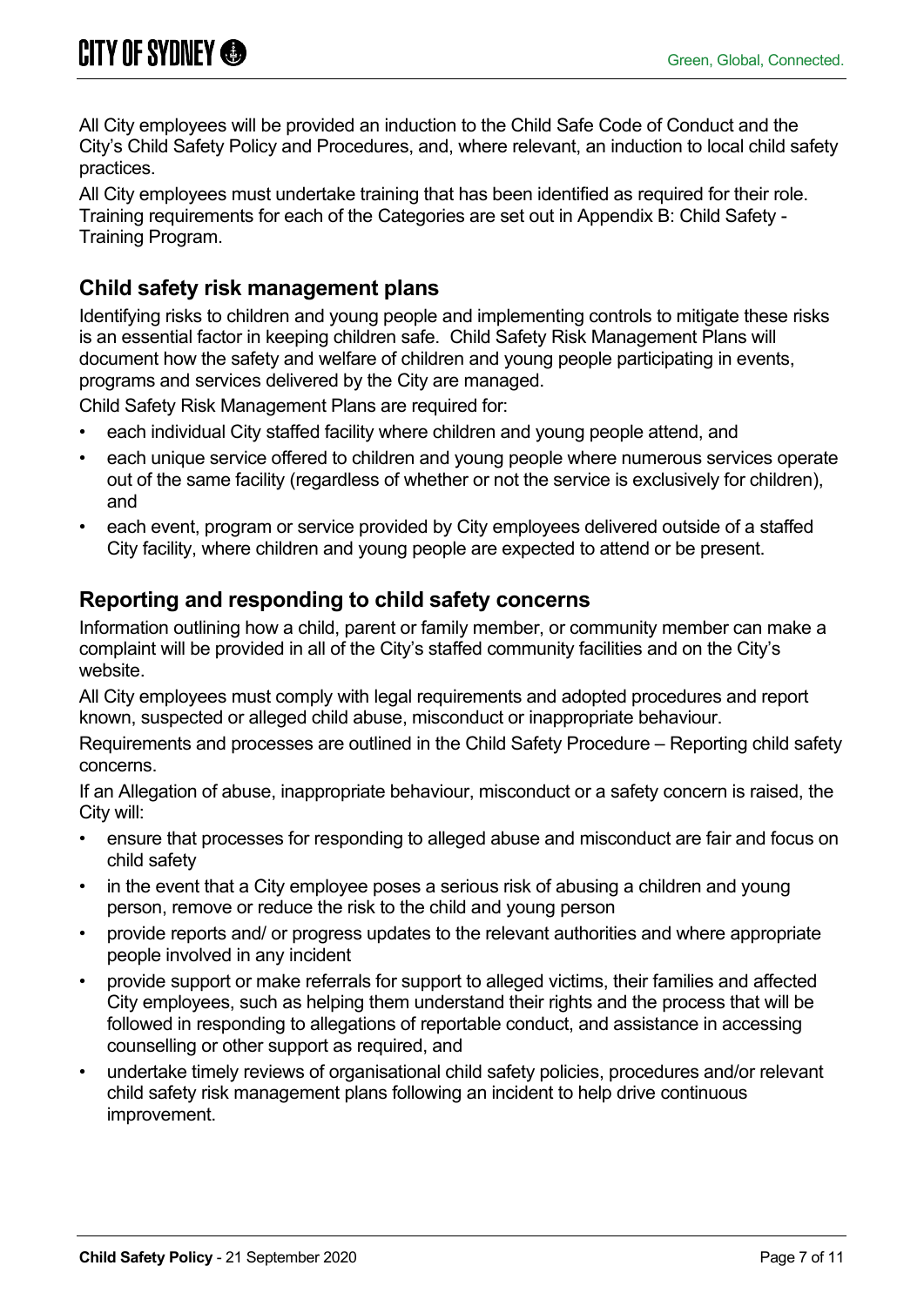All City employees will be provided an induction to the Child Safe Code of Conduct and the City's Child Safety Policy and Procedures, and, where relevant, an induction to local child safety practices.

All City employees must undertake training that has been identified as required for their role. Training requirements for each of the Categories are set out in Appendix B: Child Safety - Training Program.

## Child safety risk management plans

Identifying risks to children and young people and implementing controls to mitigate these risks is an essential factor in keeping children safe. Child Safety Risk Management Plans will document how the safety and welfare of children and young people participating in events, programs and services delivered by the City are managed.

Child Safety Risk Management Plans are required for:

- each individual City staffed facility where children and young people attend, and
- each unique service offered to children and young people where numerous services operate out of the same facility (regardless of whether or not the service is exclusively for children), and
- each event, program or service provided by City employees delivered outside of a staffed City facility, where children and young people are expected to attend or be present.

## Reporting and responding to child safety concerns

Information outlining how a child, parent or family member, or community member can make a complaint will be provided in all of the City's staffed community facilities and on the City's website.

All City employees must comply with legal requirements and adopted procedures and report known, suspected or alleged child abuse, misconduct or inappropriate behaviour.

Requirements and processes are outlined in the Child Safety Procedure – Reporting child safety concerns.

If an Allegation of abuse, inappropriate behaviour, misconduct or a safety concern is raised, the City will:

- ensure that processes for responding to alleged abuse and misconduct are fair and focus on child safety
- in the event that a City employee poses a serious risk of abusing a children and young person, remove or reduce the risk to the child and young person
- provide reports and/ or progress updates to the relevant authorities and where appropriate people involved in any incident
- provide support or make referrals for support to alleged victims, their families and affected City employees, such as helping them understand their rights and the process that will be followed in responding to allegations of reportable conduct, and assistance in accessing counselling or other support as required, and
- undertake timely reviews of organisational child safety policies, procedures and/or relevant child safety risk management plans following an incident to help drive continuous improvement.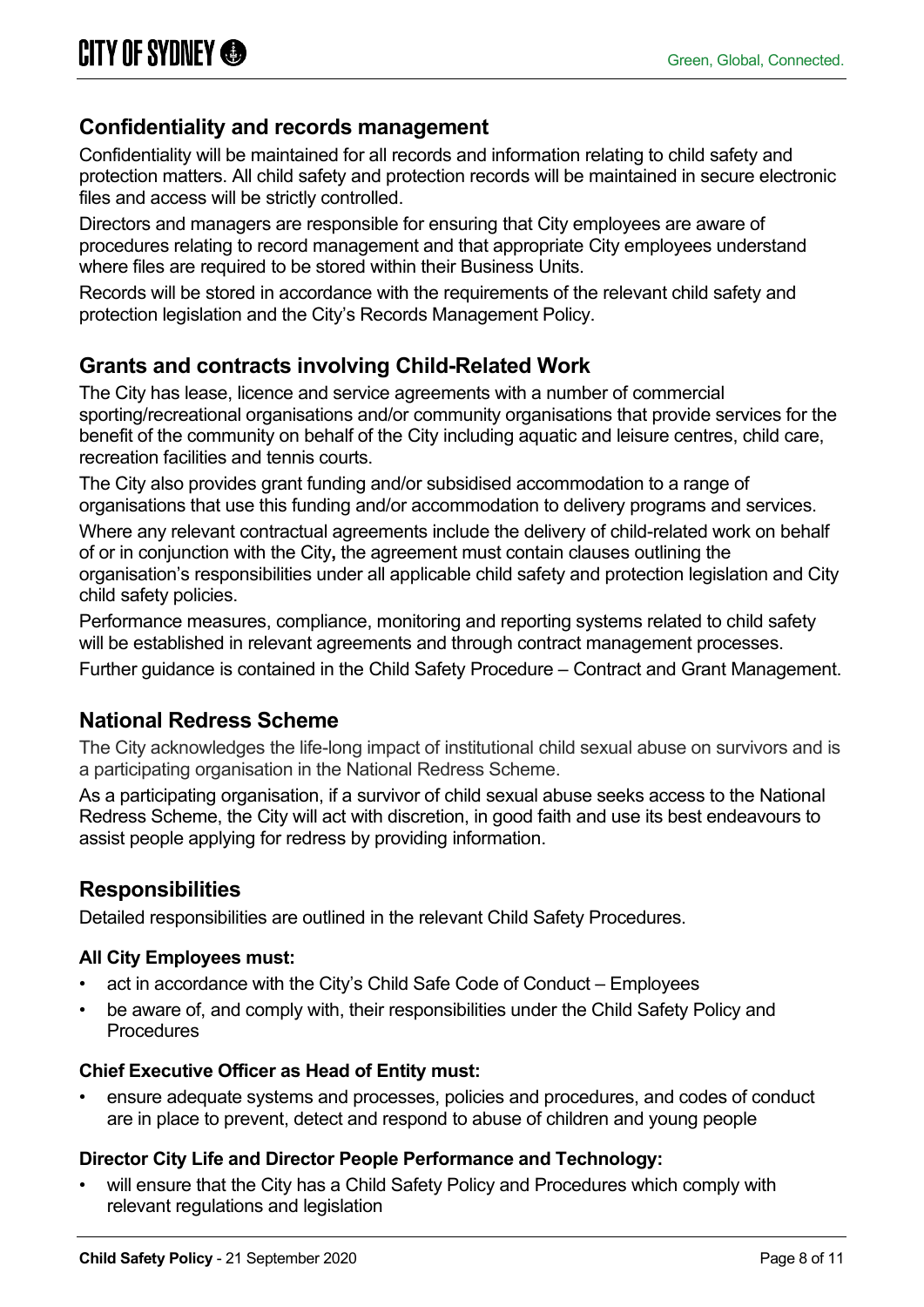## Confidentiality and records management

Confidentiality will be maintained for all records and information relating to child safety and protection matters. All child safety and protection records will be maintained in secure electronic files and access will be strictly controlled.

Directors and managers are responsible for ensuring that City employees are aware of procedures relating to record management and that appropriate City employees understand where files are required to be stored within their Business Units.

Records will be stored in accordance with the requirements of the relevant child safety and protection legislation and the City's Records Management Policy.

## Grants and contracts involving Child-Related Work

The City has lease, licence and service agreements with a number of commercial sporting/recreational organisations and/or community organisations that provide services for the benefit of the community on behalf of the City including aquatic and leisure centres, child care, recreation facilities and tennis courts.

The City also provides grant funding and/or subsidised accommodation to a range of organisations that use this funding and/or accommodation to delivery programs and services.

Where any relevant contractual agreements include the delivery of child-related work on behalf of or in conjunction with the City**,** the agreement must contain clauses outlining the organisation's responsibilities under all applicable child safety and protection legislation and City child safety policies.

Performance measures, compliance, monitoring and reporting systems related to child safety will be established in relevant agreements and through contract management processes.

Further guidance is contained in the Child Safety Procedure – Contract and Grant Management.

## National Redress Scheme

The City acknowledges the life-long impact of institutional child sexual abuse on survivors and is a participating organisation in the National Redress Scheme.

As a participating organisation, if a survivor of child sexual abuse seeks access to the National Redress Scheme, the City will act with discretion, in good faith and use its best endeavours to assist people applying for redress by providing information.

## Responsibilities

Detailed responsibilities are outlined in the relevant Child Safety Procedures.

### All City Employees must:

- act in accordance with the City's Child Safe Code of Conduct – Employees
- be aware of, and comply with, their responsibilities under the Child Safety Policy and Procedures

### Chief Executive Officer as Head of Entity must:

- ensure adequate systems and processes, policies and procedures, and codes of conduct are in place to prevent, detect and respond to abuse of children and young people

### Director City Life and Director People Performance and Technology:

- will ensure that the City has a Child Safety Policy and Procedures which comply with relevant regulations and legislation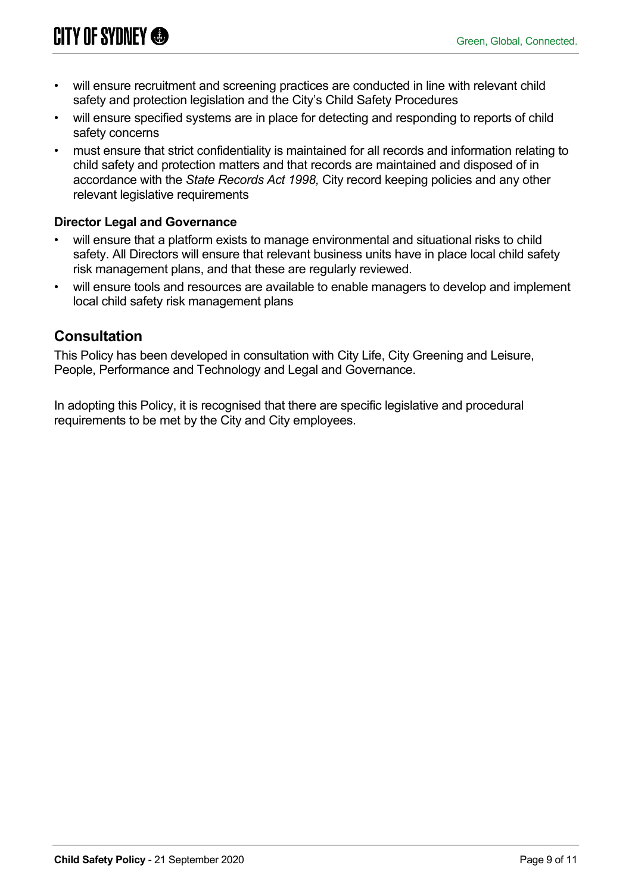- will ensure recruitment and screening practices are conducted in line with relevant child safety and protection legislation and the City's Child Safety Procedures
- will ensure specified systems are in place for detecting and responding to reports of child safety concerns
- must ensure that strict confidentiality is maintained for all records and information relating to child safety and protection matters and that records are maintained and disposed of in accordance with the *State Records Act 1998,* City record keeping policies and any other relevant legislative requirements

**Director Legal and Governance**

- will ensure that a platform exists to manage environmental and situational risks to child safety. All Directors will ensure that relevant business units have in place local child safety risk management plans, and that these are regularly reviewed.
- will ensure tools and resources are available to enable managers to develop and implement local child safety risk management plans

## Consultation

This Policy has been developed in consultation with City Life, City Greening and Leisure, People, Performance and Technology and Legal and Governance.

In adopting this Policy, it is recognised that there are specific legislative and procedural requirements to be met by the City and City employees.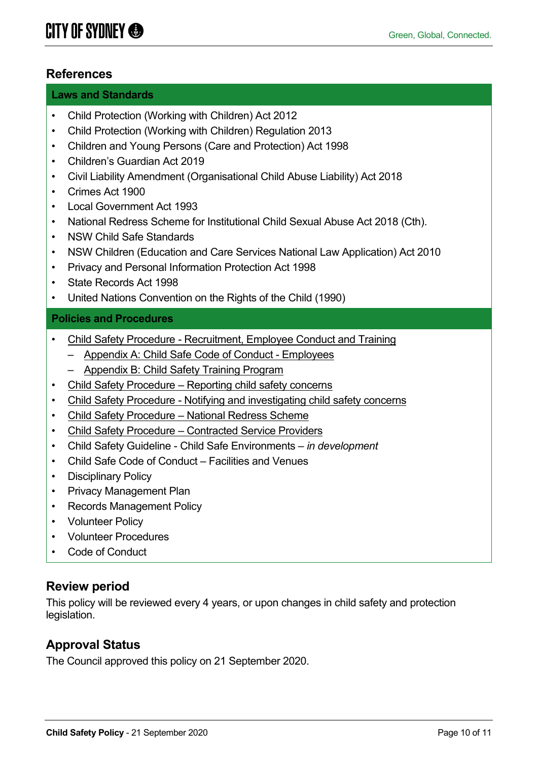## References

**Laws and Standards**

- Child Protection (Working with Children) Act 2012
- Child Protection (Working with Children) Regulation 2013
- Children and Young Persons (Care and Protection) Act 1998
- Children's Guardian Act 2019
- Civil Liability Amendment (Organisational Child Abuse Liability) Act 2018
- Crimes Act 1900
- Local Government Act 1993
- National Redress Scheme for Institutional Child Sexual Abuse Act 2018 (Cth).
- NSW Child Safe Standards
- NSW Children (Education and Care Services National Law Application) Act 2010
- Privacy and Personal Information Protection Act 1998
- State Records Act 1998
- United Nations Convention on the Rights of the Child (1990)

**Policies and Procedures**

- Child Safety Procedure - Recruitment, Employee Conduct and Training
  - Appendix A: Child Safe Code of Conduct - Employees
  - Appendix B: Child Safety Training Program
- Child Safety Procedure – Reporting child safety concerns
- Child Safety Procedure - Notifying and investigating child safety concerns
- Child Safety Procedure – National Redress Scheme
- Child Safety Procedure – Contracted Service Providers
- Child Safety Guideline - Child Safe Environments – *in development*
- Child Safe Code of Conduct – Facilities and Venues
- Disciplinary Policy
- Privacy Management Plan
- Records Management Policy
- Volunteer Policy
- Volunteer Procedures
- Code of Conduct

## Review period

This policy will be reviewed every 4 years, or upon changes in child safety and protection legislation.

## Approval Status

The Council approved this policy on 21 September 2020.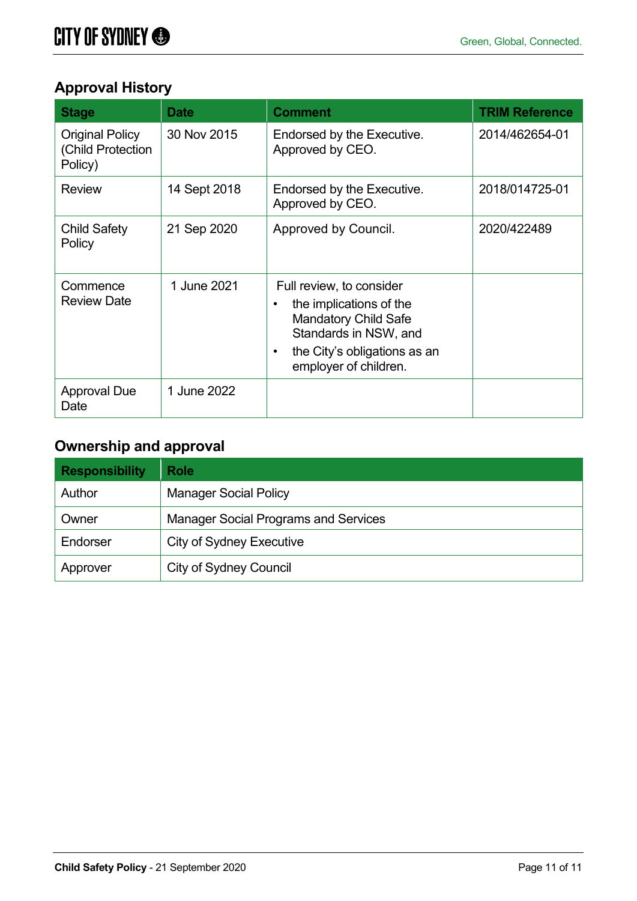## Approval History

| Stage | Date | Comment | TRIM Reference |
|---|---|---|---|
| Original Policy (Child Protection Policy) | 30 Nov 2015 | Endorsed by the Executive. Approved by CEO. | 2014/462654-01 |
| Review | 14 Sept 2018 | Endorsed by the Executive. Approved by CEO. | 2018/014725-01 |
| Child Safety Policy | 21 Sep 2020 | Approved by Council. | 2020/422489 |
| Commence Review Date | 1 June 2021 | Full review, to consider<br>• the implications of the Mandatory Child Safe Standards in NSW, and<br>• the City's obligations as an employer of children. | |
| Approval Due Date | 1 June 2022 | | |

## Ownership and approval

| Responsibility | Role |
|---|---|
| Author | Manager Social Policy |
| Owner | Manager Social Programs and Services |
| Endorser | City of Sydney Executive |
| Approver | City of Sydney Council |